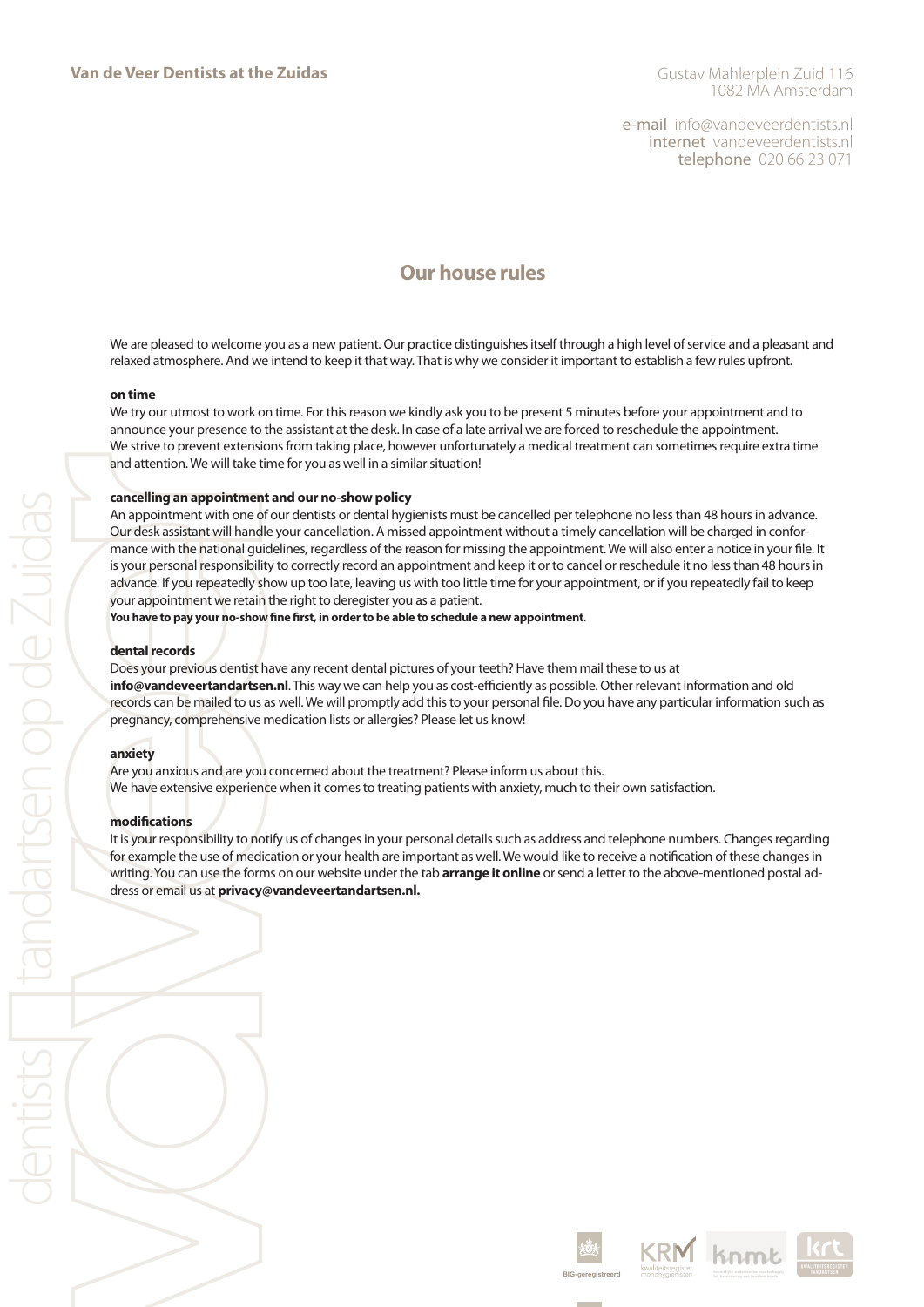**Van de Veer Dentists at the Zuidas**

Gustav Mahlerplein Zuid 116
1082 MA Amsterdam

e-mail info@vandeveerdentists.nl
internet vandeveerdentists.nl
telephone 020 66 23 071

# Our house rules

We are pleased to welcome you as a new patient. Our practice distinguishes itself through a high level of service and a pleasant and relaxed atmosphere. And we intend to keep it that way. That is why we consider it important to establish a few rules upfront.

**on time**

We try our utmost to work on time. For this reason we kindly ask you to be present 5 minutes before your appointment and to announce your presence to the assistant at the desk. In case of a late arrival we are forced to reschedule the appointment. We strive to prevent extensions from taking place, however unfortunately a medical treatment can sometimes require extra time and attention. We will take time for you as well in a similar situation!

**cancelling an appointment and our no-show policy**

An appointment with one of our dentists or dental hygienists must be cancelled per telephone no less than 48 hours in advance. Our desk assistant will handle your cancellation. A missed appointment without a timely cancellation will be charged in conformance with the national guidelines, regardless of the reason for missing the appointment. We will also enter a notice in your file. It is your personal responsibility to correctly record an appointment and keep it or to cancel or reschedule it no less than 48 hours in advance. If you repeatedly show up too late, leaving us with too little time for your appointment, or if you repeatedly fail to keep your appointment we retain the right to deregister you as a patient.
**You have to pay your no-show fine first, in order to be able to schedule a new appointment**.

**dental records**

Does your previous dentist have any recent dental pictures of your teeth? Have them mail these to us at **info@vandeveertandartsen.nl**. This way we can help you as cost-efficiently as possible. Other relevant information and old records can be mailed to us as well. We will promptly add this to your personal file. Do you have any particular information such as pregnancy, comprehensive medication lists or allergies? Please let us know!

**anxiety**

Are you anxious and are you concerned about the treatment? Please inform us about this.
We have extensive experience when it comes to treating patients with anxiety, much to their own satisfaction.

**modifications**

It is your responsibility to notify us of changes in your personal details such as address and telephone numbers. Changes regarding for example the use of medication or your health are important as well. We would like to receive a notification of these changes in writing. You can use the forms on our website under the tab **arrange it online** or send a letter to the above-mentioned postal address or email us at **privacy@vandeveertandartsen.nl.**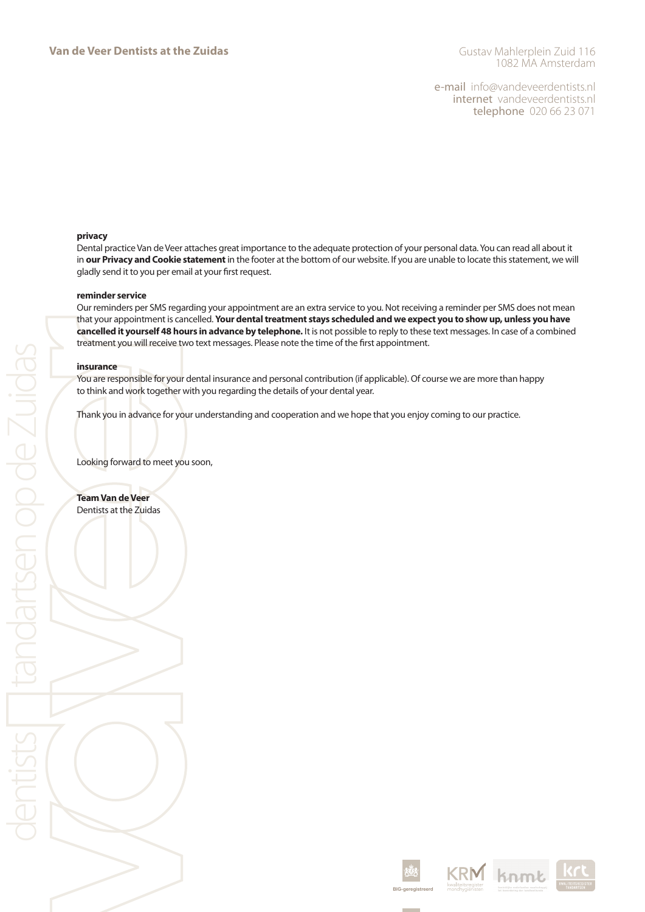**Van de Veer Dentists at the Zuidas**

Gustav Mahlerplein Zuid 116
1082 MA Amsterdam

e-mail info@vandeveerdentists.nl
internet vandeveerdentists.nl
telephone 020 66 23 071

**privacy**

Dental practice Van de Veer attaches great importance to the adequate protection of your personal data. You can read all about it in **our Privacy and Cookie statement** in the footer at the bottom of our website. If you are unable to locate this statement, we will gladly send it to you per email at your first request.

**reminder service**

Our reminders per SMS regarding your appointment are an extra service to you. Not receiving a reminder per SMS does not mean that your appointment is cancelled. **Your dental treatment stays scheduled and we expect you to show up, unless you have cancelled it yourself 48 hours in advance by telephone.** It is not possible to reply to these text messages. In case of a combined treatment you will receive two text messages. Please note the time of the first appointment.

**insurance**

You are responsible for your dental insurance and personal contribution (if applicable). Of course we are more than happy to think and work together with you regarding the details of your dental year.

Thank you in advance for your understanding and cooperation and we hope that you enjoy coming to our practice.

Looking forward to meet you soon,

**Team Van de Veer**
Dentists at the Zuidas